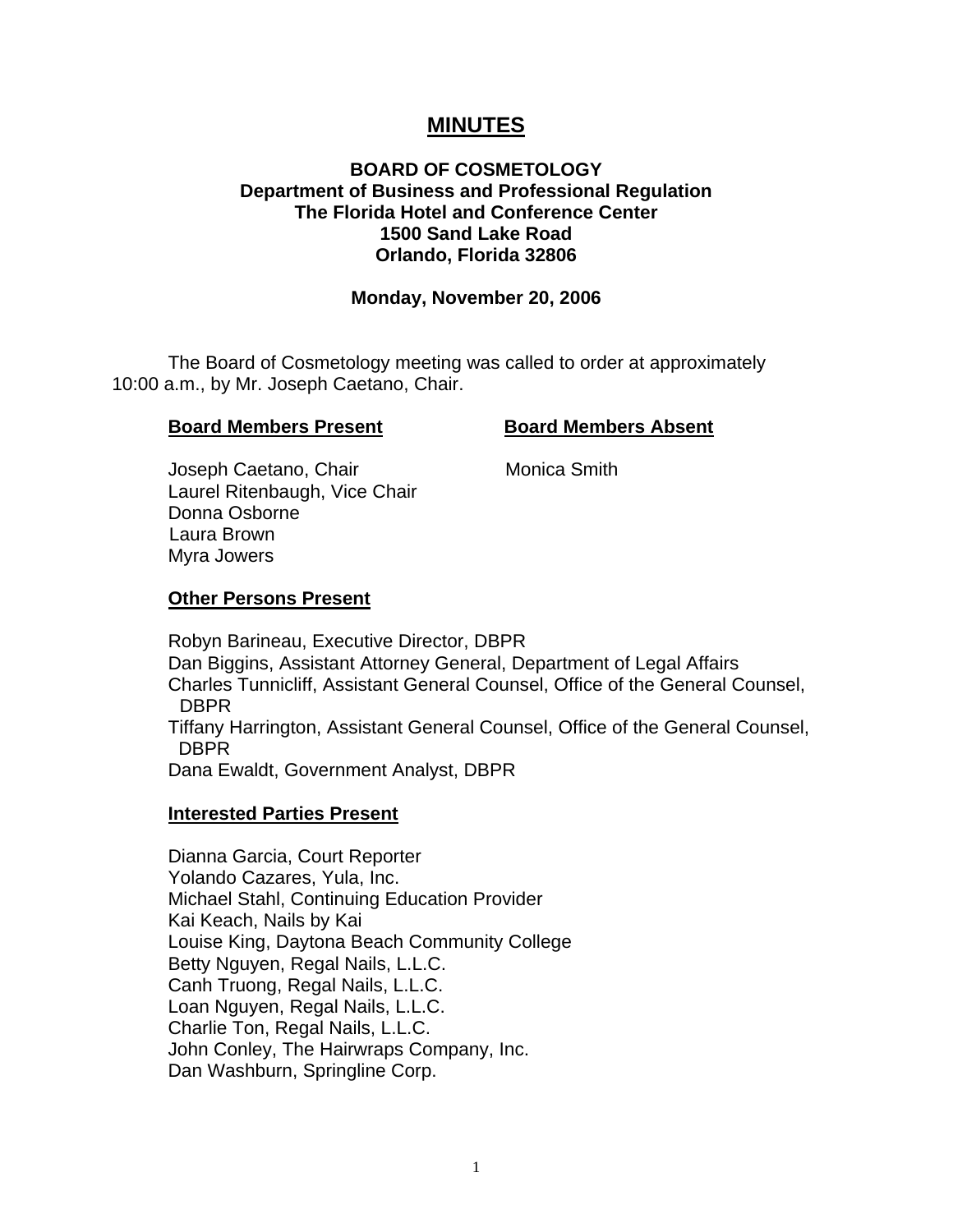# MINUTES

**BOARD OF COSMETOLOGY**
**Department of Business and Professional Regulation**
**The Florida Hotel and Conference Center**
**1500 Sand Lake Road**
**Orlando, Florida 32806**

**Monday, November 20, 2006**

The Board of Cosmetology meeting was called to order at approximately 10:00 a.m., by Mr. Joseph Caetano, Chair.

| **Board Members Present** | **Board Members Absent** |
|---|---|
| Joseph Caetano, Chair | Monica Smith |
| Laurel Ritenbaugh, Vice Chair | |
| Donna Osborne | |
| Laura Brown | |
| Myra Jowers | |

**Other Persons Present**

Robyn Barineau, Executive Director, DBPR
Dan Biggins, Assistant Attorney General, Department of Legal Affairs
Charles Tunnicliff, Assistant General Counsel, Office of the General Counsel, DBPR
Tiffany Harrington, Assistant General Counsel, Office of the General Counsel, DBPR
Dana Ewaldt, Government Analyst, DBPR

**Interested Parties Present**

Dianna Garcia, Court Reporter
Yolando Cazares, Yula, Inc.
Michael Stahl, Continuing Education Provider
Kai Keach, Nails by Kai
Louise King, Daytona Beach Community College
Betty Nguyen, Regal Nails, L.L.C.
Canh Truong, Regal Nails, L.L.C.
Loan Nguyen, Regal Nails, L.L.C.
Charlie Ton, Regal Nails, L.L.C.
John Conley, The Hairwraps Company, Inc.
Dan Washburn, Springline Corp.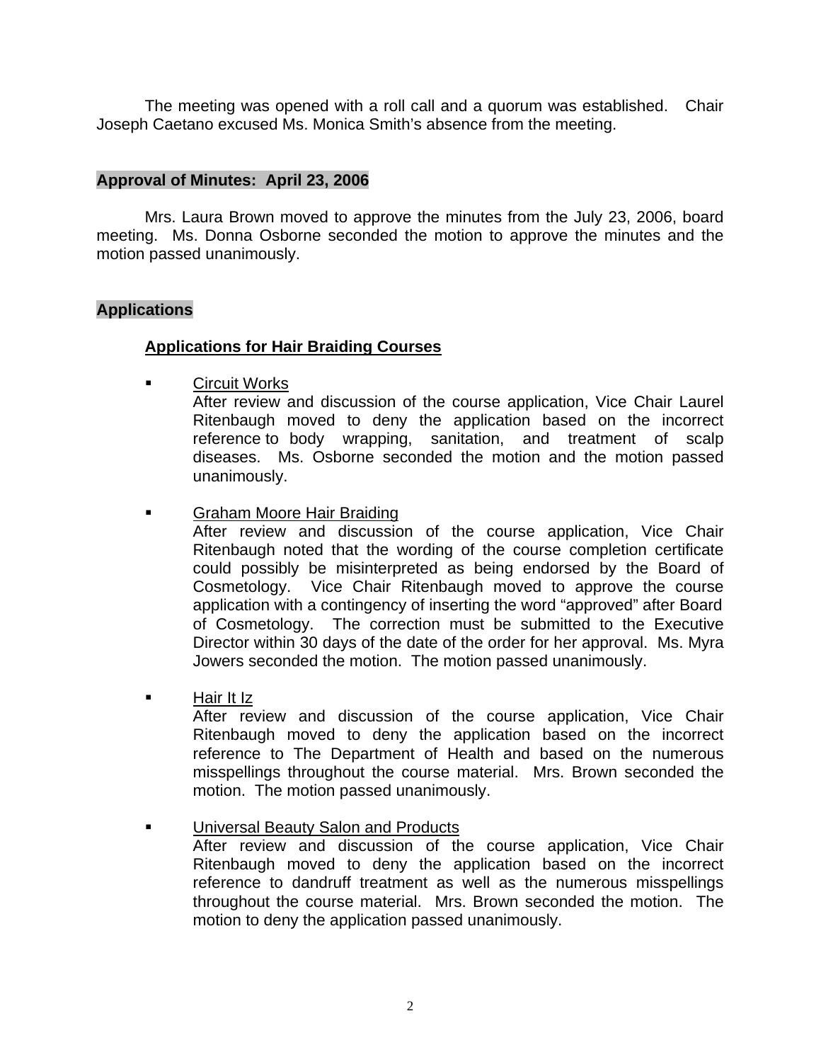The meeting was opened with a roll call and a quorum was established. Chair Joseph Caetano excused Ms. Monica Smith's absence from the meeting.

## Approval of Minutes: April 23, 2006

Mrs. Laura Brown moved to approve the minutes from the July 23, 2006, board meeting. Ms. Donna Osborne seconded the motion to approve the minutes and the motion passed unanimously.

## Applications

### Applications for Hair Braiding Courses

- Circuit Works
  After review and discussion of the course application, Vice Chair Laurel Ritenbaugh moved to deny the application based on the incorrect reference to body wrapping, sanitation, and treatment of scalp diseases. Ms. Osborne seconded the motion and the motion passed unanimously.

- Graham Moore Hair Braiding
  After review and discussion of the course application, Vice Chair Ritenbaugh noted that the wording of the course completion certificate could possibly be misinterpreted as being endorsed by the Board of Cosmetology. Vice Chair Ritenbaugh moved to approve the course application with a contingency of inserting the word "approved" after Board of Cosmetology. The correction must be submitted to the Executive Director within 30 days of the date of the order for her approval. Ms. Myra Jowers seconded the motion. The motion passed unanimously.

- Hair It Iz
  After review and discussion of the course application, Vice Chair Ritenbaugh moved to deny the application based on the incorrect reference to The Department of Health and based on the numerous misspellings throughout the course material. Mrs. Brown seconded the motion. The motion passed unanimously.

- Universal Beauty Salon and Products
  After review and discussion of the course application, Vice Chair Ritenbaugh moved to deny the application based on the incorrect reference to dandruff treatment as well as the numerous misspellings throughout the course material. Mrs. Brown seconded the motion. The motion to deny the application passed unanimously.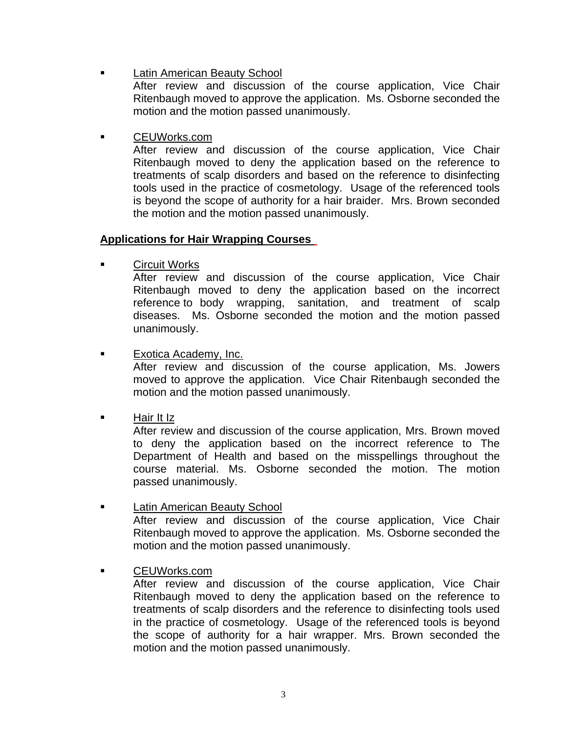- <u>Latin American Beauty School</u>
  After review and discussion of the course application, Vice Chair Ritenbaugh moved to approve the application. Ms. Osborne seconded the motion and the motion passed unanimously.

- <u>CEUWorks.com</u>
  After review and discussion of the course application, Vice Chair Ritenbaugh moved to deny the application based on the reference to treatments of scalp disorders and based on the reference to disinfecting tools used in the practice of cosmetology. Usage of the referenced tools is beyond the scope of authority for a hair braider. Mrs. Brown seconded the motion and the motion passed unanimously.

**<u>Applications for Hair Wrapping Courses</u>**

- <u>Circuit Works</u>
  After review and discussion of the course application, Vice Chair Ritenbaugh moved to deny the application based on the incorrect reference to body wrapping, sanitation, and treatment of scalp diseases. Ms. Osborne seconded the motion and the motion passed unanimously.

- <u>Exotica Academy, Inc.</u>
  After review and discussion of the course application, Ms. Jowers moved to approve the application. Vice Chair Ritenbaugh seconded the motion and the motion passed unanimously.

- <u>Hair It Iz</u>
  After review and discussion of the course application, Mrs. Brown moved to deny the application based on the incorrect reference to The Department of Health and based on the misspellings throughout the course material. Ms. Osborne seconded the motion. The motion passed unanimously.

- <u>Latin American Beauty School</u>
  After review and discussion of the course application, Vice Chair Ritenbaugh moved to approve the application. Ms. Osborne seconded the motion and the motion passed unanimously.

- <u>CEUWorks.com</u>
  After review and discussion of the course application, Vice Chair Ritenbaugh moved to deny the application based on the reference to treatments of scalp disorders and the reference to disinfecting tools used in the practice of cosmetology. Usage of the referenced tools is beyond the scope of authority for a hair wrapper. Mrs. Brown seconded the motion and the motion passed unanimously.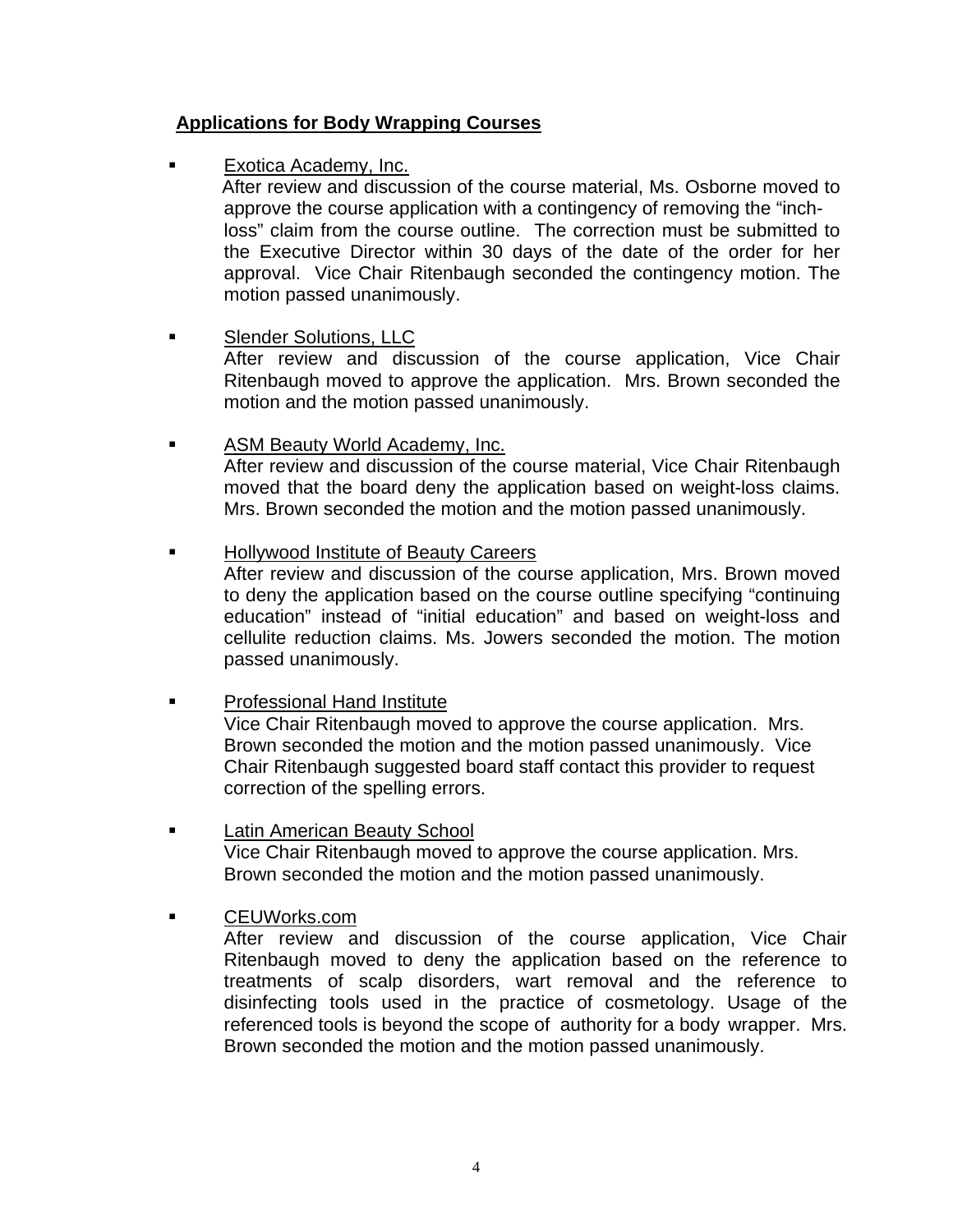## Applications for Body Wrapping Courses

- Exotica Academy, Inc.
  After review and discussion of the course material, Ms. Osborne moved to approve the course application with a contingency of removing the "inch-loss" claim from the course outline. The correction must be submitted to the Executive Director within 30 days of the date of the order for her approval. Vice Chair Ritenbaugh seconded the contingency motion. The motion passed unanimously.

- Slender Solutions, LLC
  After review and discussion of the course application, Vice Chair Ritenbaugh moved to approve the application. Mrs. Brown seconded the motion and the motion passed unanimously.

- ASM Beauty World Academy, Inc.
  After review and discussion of the course material, Vice Chair Ritenbaugh moved that the board deny the application based on weight-loss claims. Mrs. Brown seconded the motion and the motion passed unanimously.

- Hollywood Institute of Beauty Careers
  After review and discussion of the course application, Mrs. Brown moved to deny the application based on the course outline specifying "continuing education" instead of "initial education" and based on weight-loss and cellulite reduction claims. Ms. Jowers seconded the motion. The motion passed unanimously.

- Professional Hand Institute
  Vice Chair Ritenbaugh moved to approve the course application. Mrs. Brown seconded the motion and the motion passed unanimously. Vice Chair Ritenbaugh suggested board staff contact this provider to request correction of the spelling errors.

- Latin American Beauty School
  Vice Chair Ritenbaugh moved to approve the course application. Mrs. Brown seconded the motion and the motion passed unanimously.

- CEUWorks.com
  After review and discussion of the course application, Vice Chair Ritenbaugh moved to deny the application based on the reference to treatments of scalp disorders, wart removal and the reference to disinfecting tools used in the practice of cosmetology. Usage of the referenced tools is beyond the scope of authority for a body wrapper. Mrs. Brown seconded the motion and the motion passed unanimously.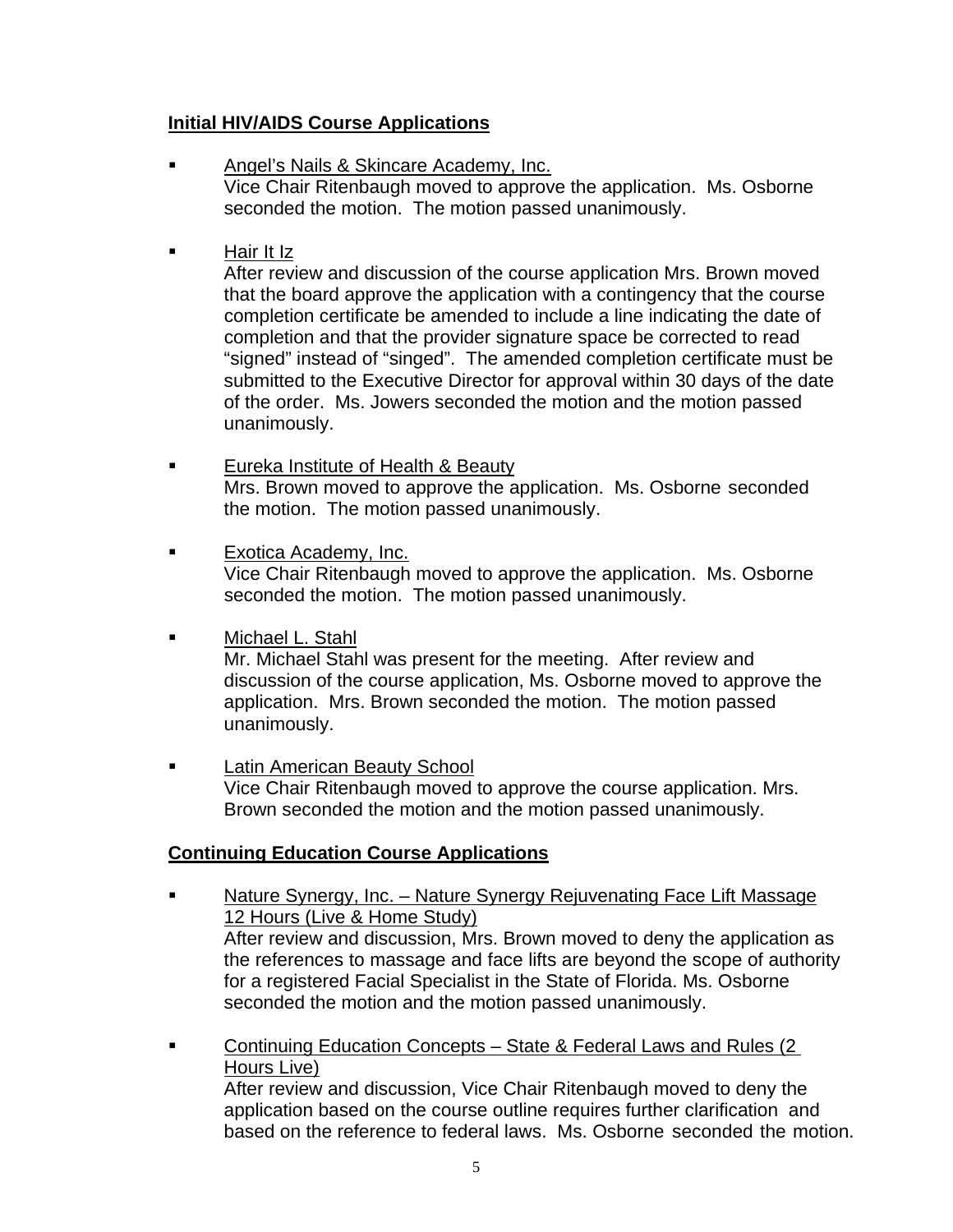**Initial HIV/AIDS Course Applications**

- Angel's Nails & Skincare Academy, Inc.
  Vice Chair Ritenbaugh moved to approve the application. Ms. Osborne seconded the motion. The motion passed unanimously.

- Hair It Iz
  After review and discussion of the course application Mrs. Brown moved that the board approve the application with a contingency that the course completion certificate be amended to include a line indicating the date of completion and that the provider signature space be corrected to read "signed" instead of "singed". The amended completion certificate must be submitted to the Executive Director for approval within 30 days of the date of the order. Ms. Jowers seconded the motion and the motion passed unanimously.

- Eureka Institute of Health & Beauty
  Mrs. Brown moved to approve the application. Ms. Osborne seconded the motion. The motion passed unanimously.

- Exotica Academy, Inc.
  Vice Chair Ritenbaugh moved to approve the application. Ms. Osborne seconded the motion. The motion passed unanimously.

- Michael L. Stahl
  Mr. Michael Stahl was present for the meeting. After review and discussion of the course application, Ms. Osborne moved to approve the application. Mrs. Brown seconded the motion. The motion passed unanimously.

- Latin American Beauty School
  Vice Chair Ritenbaugh moved to approve the course application. Mrs. Brown seconded the motion and the motion passed unanimously.

**Continuing Education Course Applications**

- Nature Synergy, Inc. – Nature Synergy Rejuvenating Face Lift Massage 12 Hours (Live & Home Study)
  After review and discussion, Mrs. Brown moved to deny the application as the references to massage and face lifts are beyond the scope of authority for a registered Facial Specialist in the State of Florida. Ms. Osborne seconded the motion and the motion passed unanimously.

- Continuing Education Concepts – State & Federal Laws and Rules (2 Hours Live)
  After review and discussion, Vice Chair Ritenbaugh moved to deny the application based on the course outline requires further clarification and based on the reference to federal laws. Ms. Osborne seconded the motion.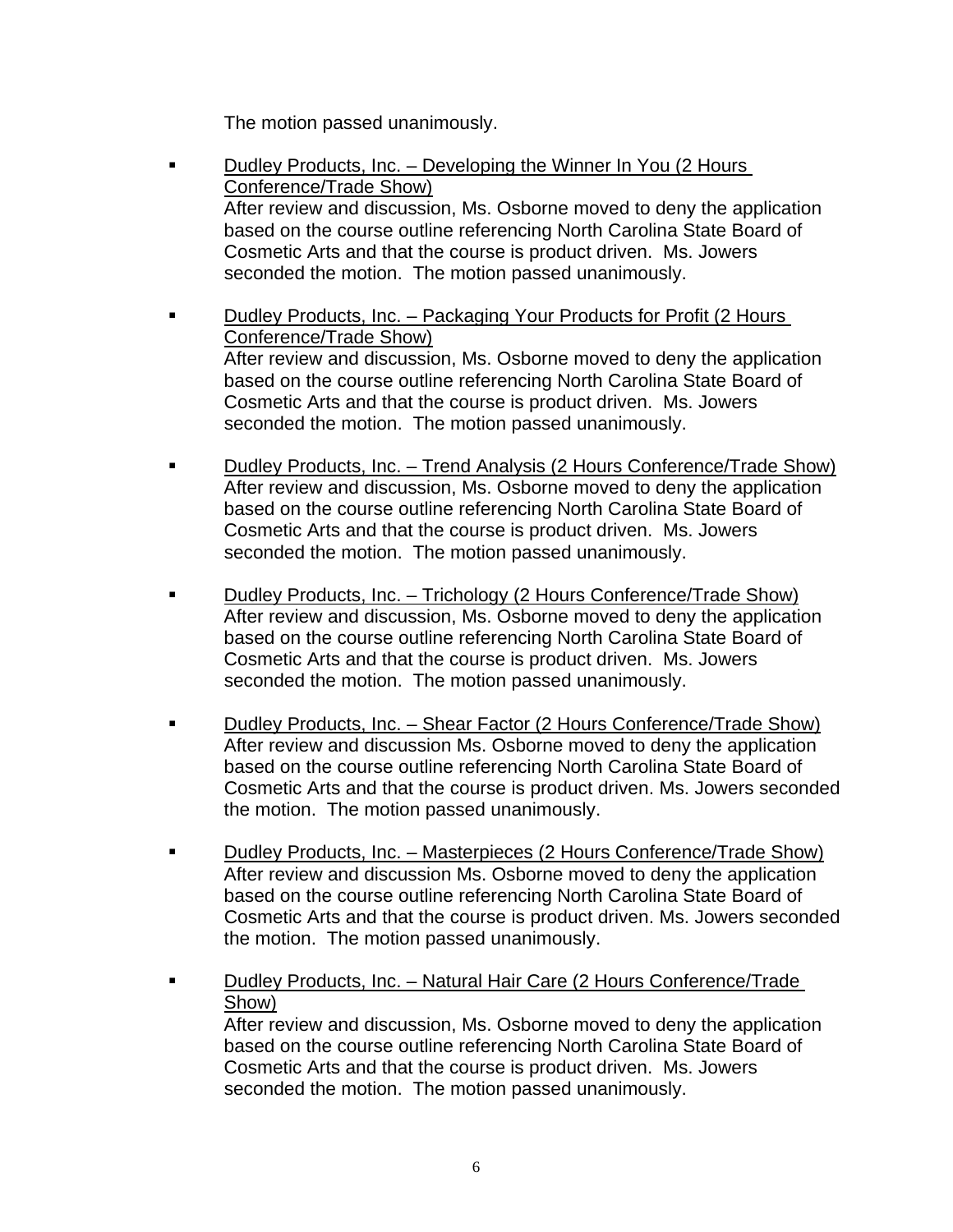The motion passed unanimously.

- Dudley Products, Inc. – Developing the Winner In You (2 Hours Conference/Trade Show)
  After review and discussion, Ms. Osborne moved to deny the application based on the course outline referencing North Carolina State Board of Cosmetic Arts and that the course is product driven. Ms. Jowers seconded the motion. The motion passed unanimously.

- Dudley Products, Inc. – Packaging Your Products for Profit (2 Hours Conference/Trade Show)
  After review and discussion, Ms. Osborne moved to deny the application based on the course outline referencing North Carolina State Board of Cosmetic Arts and that the course is product driven. Ms. Jowers seconded the motion. The motion passed unanimously.

- Dudley Products, Inc. – Trend Analysis (2 Hours Conference/Trade Show)
  After review and discussion, Ms. Osborne moved to deny the application based on the course outline referencing North Carolina State Board of Cosmetic Arts and that the course is product driven. Ms. Jowers seconded the motion. The motion passed unanimously.

- Dudley Products, Inc. – Trichology (2 Hours Conference/Trade Show)
  After review and discussion, Ms. Osborne moved to deny the application based on the course outline referencing North Carolina State Board of Cosmetic Arts and that the course is product driven. Ms. Jowers seconded the motion. The motion passed unanimously.

- Dudley Products, Inc. – Shear Factor (2 Hours Conference/Trade Show)
  After review and discussion Ms. Osborne moved to deny the application based on the course outline referencing North Carolina State Board of Cosmetic Arts and that the course is product driven. Ms. Jowers seconded the motion. The motion passed unanimously.

- Dudley Products, Inc. – Masterpieces (2 Hours Conference/Trade Show)
  After review and discussion Ms. Osborne moved to deny the application based on the course outline referencing North Carolina State Board of Cosmetic Arts and that the course is product driven. Ms. Jowers seconded the motion. The motion passed unanimously.

- Dudley Products, Inc. – Natural Hair Care (2 Hours Conference/Trade Show)
  After review and discussion, Ms. Osborne moved to deny the application based on the course outline referencing North Carolina State Board of Cosmetic Arts and that the course is product driven. Ms. Jowers seconded the motion. The motion passed unanimously.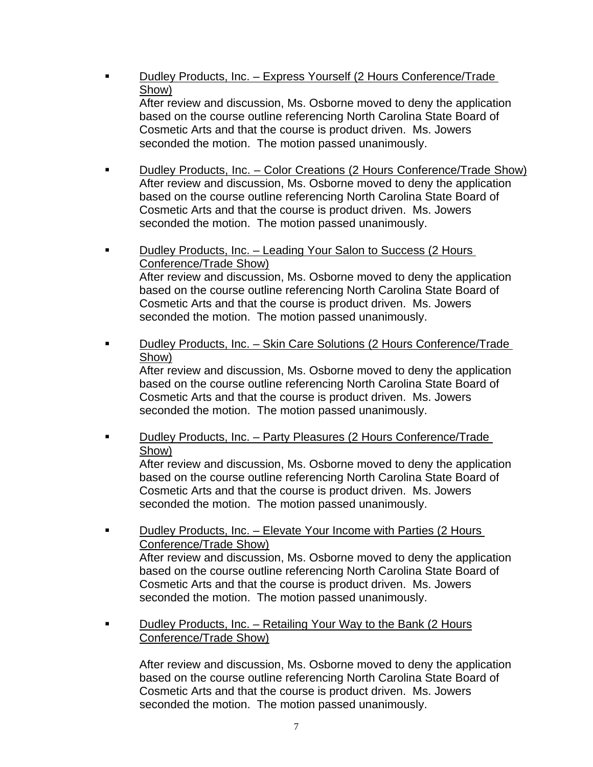- <u>Dudley Products, Inc. – Express Yourself (2 Hours Conference/Trade Show)</u>
  After review and discussion, Ms. Osborne moved to deny the application based on the course outline referencing North Carolina State Board of Cosmetic Arts and that the course is product driven. Ms. Jowers seconded the motion. The motion passed unanimously.

- <u>Dudley Products, Inc. – Color Creations (2 Hours Conference/Trade Show)</u>
  After review and discussion, Ms. Osborne moved to deny the application based on the course outline referencing North Carolina State Board of Cosmetic Arts and that the course is product driven. Ms. Jowers seconded the motion. The motion passed unanimously.

- <u>Dudley Products, Inc. – Leading Your Salon to Success (2 Hours Conference/Trade Show)</u>
  After review and discussion, Ms. Osborne moved to deny the application based on the course outline referencing North Carolina State Board of Cosmetic Arts and that the course is product driven. Ms. Jowers seconded the motion. The motion passed unanimously.

- <u>Dudley Products, Inc. – Skin Care Solutions (2 Hours Conference/Trade Show)</u>
  After review and discussion, Ms. Osborne moved to deny the application based on the course outline referencing North Carolina State Board of Cosmetic Arts and that the course is product driven. Ms. Jowers seconded the motion. The motion passed unanimously.

- <u>Dudley Products, Inc. – Party Pleasures (2 Hours Conference/Trade Show)</u>
  After review and discussion, Ms. Osborne moved to deny the application based on the course outline referencing North Carolina State Board of Cosmetic Arts and that the course is product driven. Ms. Jowers seconded the motion. The motion passed unanimously.

- <u>Dudley Products, Inc. – Elevate Your Income with Parties (2 Hours Conference/Trade Show)</u>
  After review and discussion, Ms. Osborne moved to deny the application based on the course outline referencing North Carolina State Board of Cosmetic Arts and that the course is product driven. Ms. Jowers seconded the motion. The motion passed unanimously.

- <u>Dudley Products, Inc. – Retailing Your Way to the Bank (2 Hours Conference/Trade Show)</u>

  After review and discussion, Ms. Osborne moved to deny the application based on the course outline referencing North Carolina State Board of Cosmetic Arts and that the course is product driven. Ms. Jowers seconded the motion. The motion passed unanimously.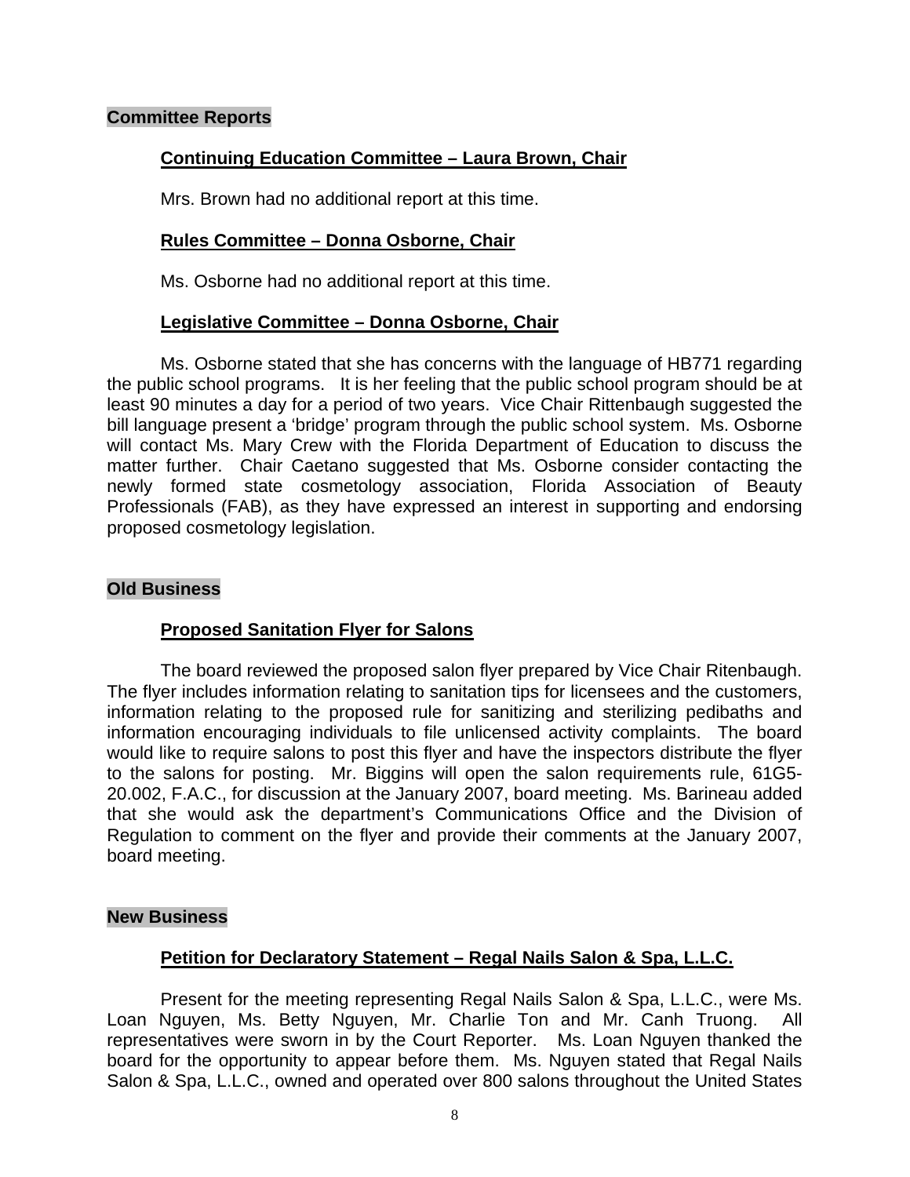## Committee Reports

### Continuing Education Committee – Laura Brown, Chair

Mrs. Brown had no additional report at this time.

### Rules Committee – Donna Osborne, Chair

Ms. Osborne had no additional report at this time.

### Legislative Committee – Donna Osborne, Chair

Ms. Osborne stated that she has concerns with the language of HB771 regarding the public school programs. It is her feeling that the public school program should be at least 90 minutes a day for a period of two years. Vice Chair Rittenbaugh suggested the bill language present a 'bridge' program through the public school system. Ms. Osborne will contact Ms. Mary Crew with the Florida Department of Education to discuss the matter further. Chair Caetano suggested that Ms. Osborne consider contacting the newly formed state cosmetology association, Florida Association of Beauty Professionals (FAB), as they have expressed an interest in supporting and endorsing proposed cosmetology legislation.

## Old Business

### Proposed Sanitation Flyer for Salons

The board reviewed the proposed salon flyer prepared by Vice Chair Ritenbaugh. The flyer includes information relating to sanitation tips for licensees and the customers, information relating to the proposed rule for sanitizing and sterilizing pedibaths and information encouraging individuals to file unlicensed activity complaints. The board would like to require salons to post this flyer and have the inspectors distribute the flyer to the salons for posting. Mr. Biggins will open the salon requirements rule, 61G5-20.002, F.A.C., for discussion at the January 2007, board meeting. Ms. Barineau added that she would ask the department's Communications Office and the Division of Regulation to comment on the flyer and provide their comments at the January 2007, board meeting.

## New Business

### Petition for Declaratory Statement – Regal Nails Salon & Spa, L.L.C.

Present for the meeting representing Regal Nails Salon & Spa, L.L.C., were Ms. Loan Nguyen, Ms. Betty Nguyen, Mr. Charlie Ton and Mr. Canh Truong. All representatives were sworn in by the Court Reporter. Ms. Loan Nguyen thanked the board for the opportunity to appear before them. Ms. Nguyen stated that Regal Nails Salon & Spa, L.L.C., owned and operated over 800 salons throughout the United States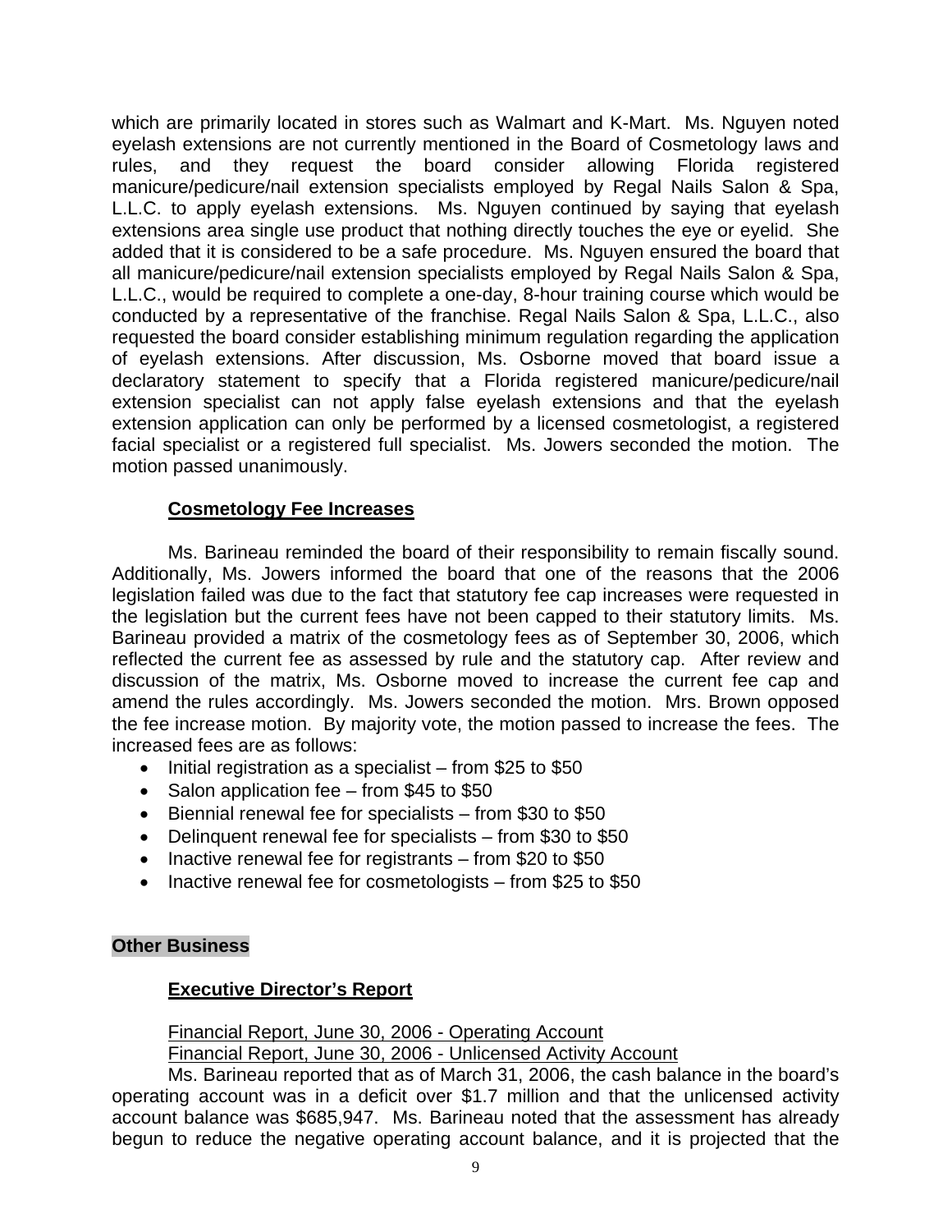which are primarily located in stores such as Walmart and K-Mart. Ms. Nguyen noted eyelash extensions are not currently mentioned in the Board of Cosmetology laws and rules, and they request the board consider allowing Florida registered manicure/pedicure/nail extension specialists employed by Regal Nails Salon & Spa, L.L.C. to apply eyelash extensions. Ms. Nguyen continued by saying that eyelash extensions area single use product that nothing directly touches the eye or eyelid. She added that it is considered to be a safe procedure. Ms. Nguyen ensured the board that all manicure/pedicure/nail extension specialists employed by Regal Nails Salon & Spa, L.L.C., would be required to complete a one-day, 8-hour training course which would be conducted by a representative of the franchise. Regal Nails Salon & Spa, L.L.C., also requested the board consider establishing minimum regulation regarding the application of eyelash extensions. After discussion, Ms. Osborne moved that board issue a declaratory statement to specify that a Florida registered manicure/pedicure/nail extension specialist can not apply false eyelash extensions and that the eyelash extension application can only be performed by a licensed cosmetologist, a registered facial specialist or a registered full specialist. Ms. Jowers seconded the motion. The motion passed unanimously.

### Cosmetology Fee Increases

Ms. Barineau reminded the board of their responsibility to remain fiscally sound. Additionally, Ms. Jowers informed the board that one of the reasons that the 2006 legislation failed was due to the fact that statutory fee cap increases were requested in the legislation but the current fees have not been capped to their statutory limits. Ms. Barineau provided a matrix of the cosmetology fees as of September 30, 2006, which reflected the current fee as assessed by rule and the statutory cap. After review and discussion of the matrix, Ms. Osborne moved to increase the current fee cap and amend the rules accordingly. Ms. Jowers seconded the motion. Mrs. Brown opposed the fee increase motion. By majority vote, the motion passed to increase the fees. The increased fees are as follows:

- Initial registration as a specialist – from $25 to $50
- Salon application fee – from $45 to $50
- Biennial renewal fee for specialists – from $30 to $50
- Delinquent renewal fee for specialists – from $30 to $50
- Inactive renewal fee for registrants – from $20 to $50
- Inactive renewal fee for cosmetologists – from $25 to $50

## Other Business

### Executive Director's Report

Financial Report, June 30, 2006 - Operating Account
Financial Report, June 30, 2006 - Unlicensed Activity Account

Ms. Barineau reported that as of March 31, 2006, the cash balance in the board's operating account was in a deficit over $1.7 million and that the unlicensed activity account balance was $685,947. Ms. Barineau noted that the assessment has already begun to reduce the negative operating account balance, and it is projected that the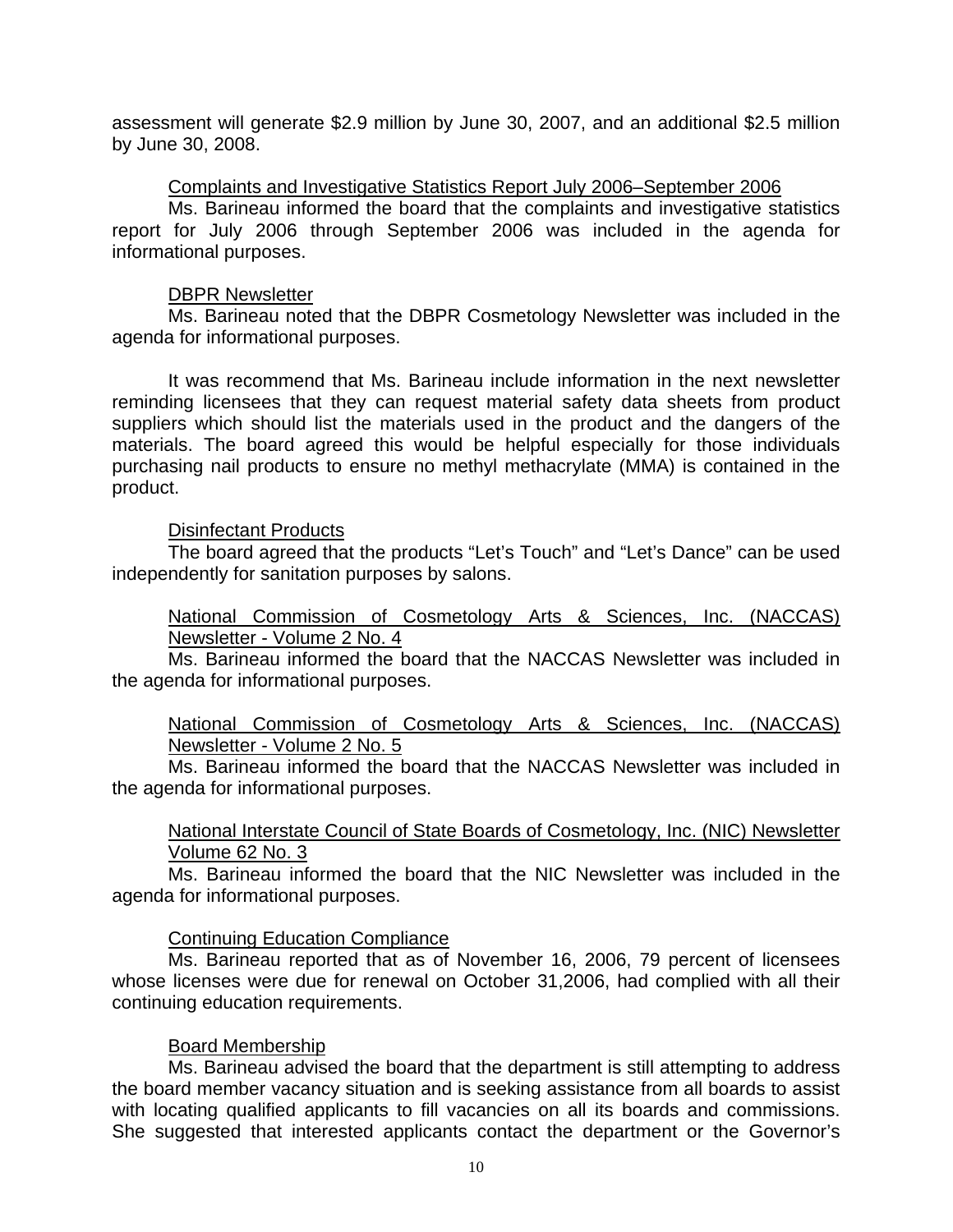assessment will generate \$2.9 million by June 30, 2007, and an additional \$2.5 million by June 30, 2008.

<u>Complaints and Investigative Statistics Report July 2006–September 2006</u>

Ms. Barineau informed the board that the complaints and investigative statistics report for July 2006 through September 2006 was included in the agenda for informational purposes.

<u>DBPR Newsletter</u>

Ms. Barineau noted that the DBPR Cosmetology Newsletter was included in the agenda for informational purposes.

It was recommend that Ms. Barineau include information in the next newsletter reminding licensees that they can request material safety data sheets from product suppliers which should list the materials used in the product and the dangers of the materials. The board agreed this would be helpful especially for those individuals purchasing nail products to ensure no methyl methacrylate (MMA) is contained in the product.

<u>Disinfectant Products</u>

The board agreed that the products "Let's Touch" and "Let's Dance" can be used independently for sanitation purposes by salons.

<u>National Commission of Cosmetology Arts & Sciences, Inc. (NACCAS) Newsletter - Volume 2 No. 4</u>

Ms. Barineau informed the board that the NACCAS Newsletter was included in the agenda for informational purposes.

<u>National Commission of Cosmetology Arts & Sciences, Inc. (NACCAS) Newsletter - Volume 2 No. 5</u>

Ms. Barineau informed the board that the NACCAS Newsletter was included in the agenda for informational purposes.

<u>National Interstate Council of State Boards of Cosmetology, Inc. (NIC) Newsletter Volume 62 No. 3</u>

Ms. Barineau informed the board that the NIC Newsletter was included in the agenda for informational purposes.

<u>Continuing Education Compliance</u>

Ms. Barineau reported that as of November 16, 2006, 79 percent of licensees whose licenses were due for renewal on October 31,2006, had complied with all their continuing education requirements.

<u>Board Membership</u>

Ms. Barineau advised the board that the department is still attempting to address the board member vacancy situation and is seeking assistance from all boards to assist with locating qualified applicants to fill vacancies on all its boards and commissions. She suggested that interested applicants contact the department or the Governor's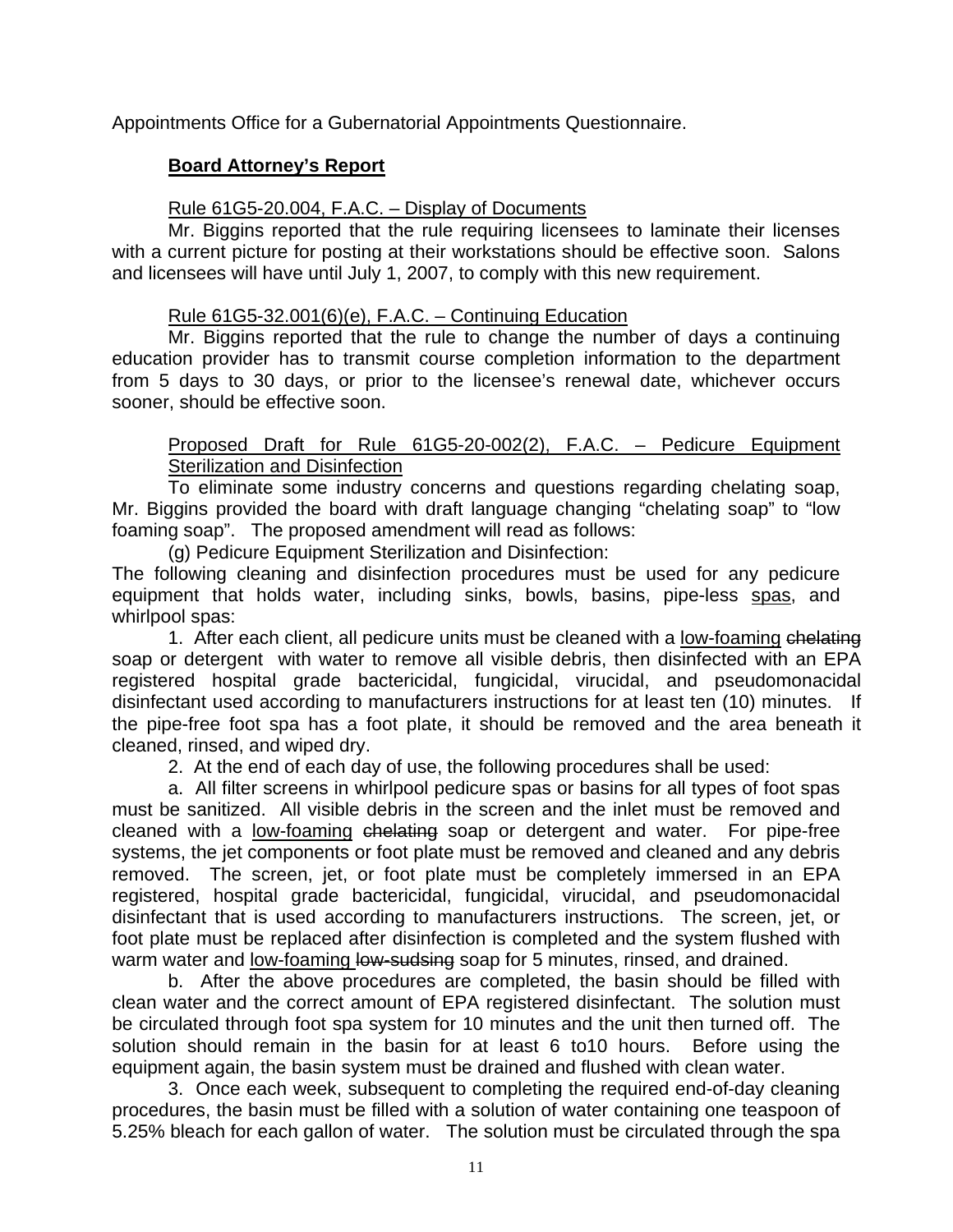Appointments Office for a Gubernatorial Appointments Questionnaire.

**Board Attorney's Report**

<u>Rule 61G5-20.004, F.A.C. – Display of Documents</u>

Mr. Biggins reported that the rule requiring licensees to laminate their licenses with a current picture for posting at their workstations should be effective soon. Salons and licensees will have until July 1, 2007, to comply with this new requirement.

<u>Rule 61G5-32.001(6)(e), F.A.C. – Continuing Education</u>

Mr. Biggins reported that the rule to change the number of days a continuing education provider has to transmit course completion information to the department from 5 days to 30 days, or prior to the licensee's renewal date, whichever occurs sooner, should be effective soon.

<u>Proposed Draft for Rule 61G5-20-002(2), F.A.C. – Pedicure Equipment Sterilization and Disinfection</u>

To eliminate some industry concerns and questions regarding chelating soap, Mr. Biggins provided the board with draft language changing "chelating soap" to "low foaming soap". The proposed amendment will read as follows:

(g) Pedicure Equipment Sterilization and Disinfection:

The following cleaning and disinfection procedures must be used for any pedicure equipment that holds water, including sinks, bowls, basins, pipe-less <u>spas</u>, and whirlpool spas:

1. After each client, all pedicure units must be cleaned with a <u>low-foaming</u> ~~chelating~~ soap or detergent with water to remove all visible debris, then disinfected with an EPA registered hospital grade bactericidal, fungicidal, virucidal, and pseudomonacidal disinfectant used according to manufacturers instructions for at least ten (10) minutes. If the pipe-free foot spa has a foot plate, it should be removed and the area beneath it cleaned, rinsed, and wiped dry.

2. At the end of each day of use, the following procedures shall be used:

a. All filter screens in whirlpool pedicure spas or basins for all types of foot spas must be sanitized. All visible debris in the screen and the inlet must be removed and cleaned with a <u>low-foaming</u> ~~chelating~~ soap or detergent and water. For pipe-free systems, the jet components or foot plate must be removed and cleaned and any debris removed. The screen, jet, or foot plate must be completely immersed in an EPA registered, hospital grade bactericidal, fungicidal, virucidal, and pseudomonacidal disinfectant that is used according to manufacturers instructions. The screen, jet, or foot plate must be replaced after disinfection is completed and the system flushed with warm water and <u>low-foaming</u> ~~low-sudsing~~ soap for 5 minutes, rinsed, and drained.

b. After the above procedures are completed, the basin should be filled with clean water and the correct amount of EPA registered disinfectant. The solution must be circulated through foot spa system for 10 minutes and the unit then turned off. The solution should remain in the basin for at least 6 to10 hours. Before using the equipment again, the basin system must be drained and flushed with clean water.

3. Once each week, subsequent to completing the required end-of-day cleaning procedures, the basin must be filled with a solution of water containing one teaspoon of 5.25% bleach for each gallon of water. The solution must be circulated through the spa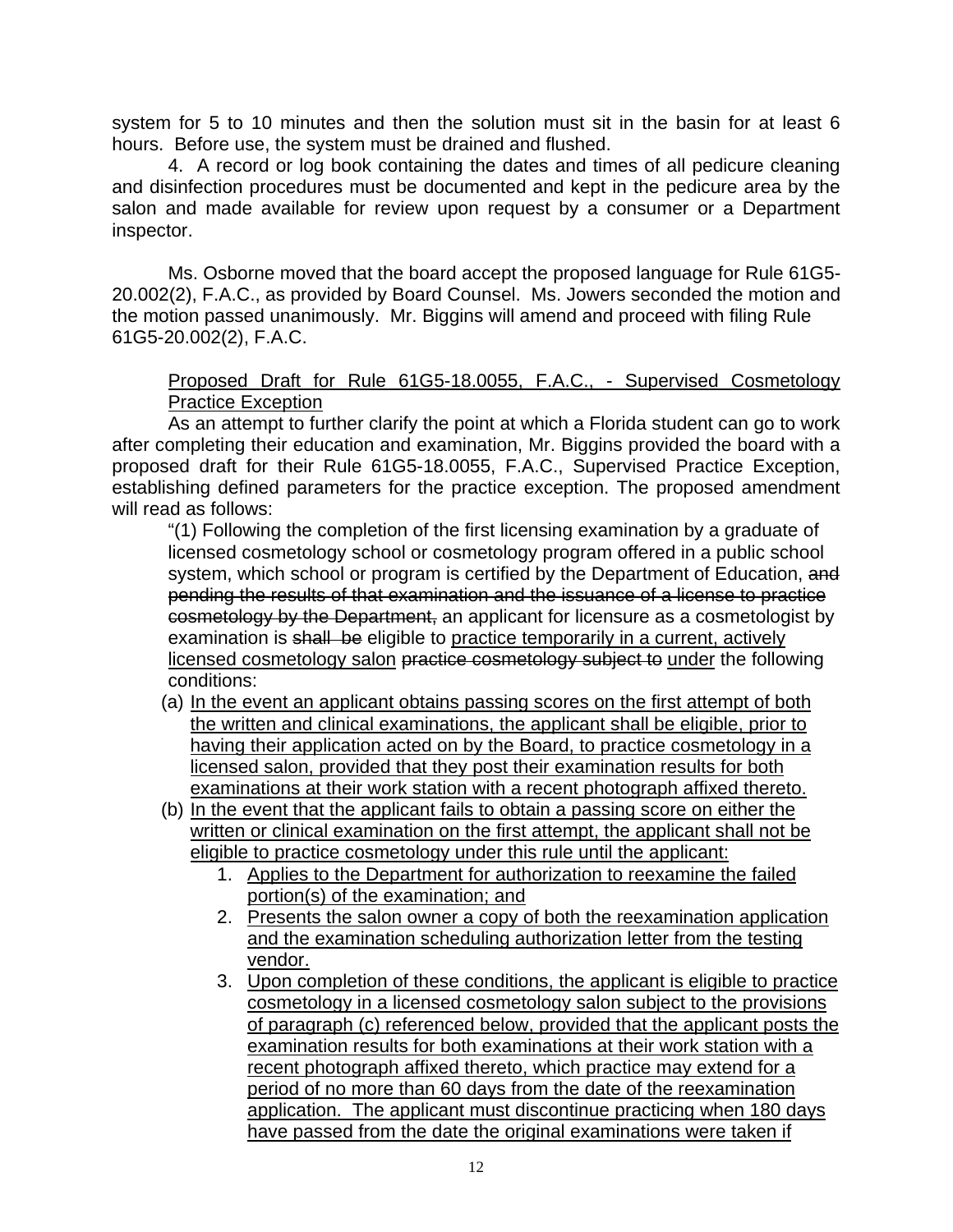system for 5 to 10 minutes and then the solution must sit in the basin for at least 6 hours. Before use, the system must be drained and flushed.

4. A record or log book containing the dates and times of all pedicure cleaning and disinfection procedures must be documented and kept in the pedicure area by the salon and made available for review upon request by a consumer or a Department inspector.

Ms. Osborne moved that the board accept the proposed language for Rule 61G5-20.002(2), F.A.C., as provided by Board Counsel. Ms. Jowers seconded the motion and the motion passed unanimously. Mr. Biggins will amend and proceed with filing Rule 61G5-20.002(2), F.A.C.

<u>Proposed Draft for Rule 61G5-18.0055, F.A.C., - Supervised Cosmetology Practice Exception</u>

As an attempt to further clarify the point at which a Florida student can go to work after completing their education and examination, Mr. Biggins provided the board with a proposed draft for their Rule 61G5-18.0055, F.A.C., Supervised Practice Exception, establishing defined parameters for the practice exception. The proposed amendment will read as follows:

"(1) Following the completion of the first licensing examination by a graduate of licensed cosmetology school or cosmetology program offered in a public school system, which school or program is certified by the Department of Education, ~~and pending the results of that examination and the issuance of a license to practice cosmetology by the Department,~~ an applicant for licensure as a cosmetologist by examination is ~~shall be~~ eligible to <u>practice temporarily in a current, actively licensed cosmetology salon</u> ~~practice cosmetology subject to~~ <u>under</u> the following conditions:

(a) <u>In the event an applicant obtains passing scores on the first attempt of both the written and clinical examinations, the applicant shall be eligible, prior to having their application acted on by the Board, to practice cosmetology in a licensed salon, provided that they post their examination results for both examinations at their work station with a recent photograph affixed thereto.</u>

(b) <u>In the event that the applicant fails to obtain a passing score on either the written or clinical examination on the first attempt, the applicant shall not be eligible to practice cosmetology under this rule until the applicant:</u>

1. <u>Applies to the Department for authorization to reexamine the failed portion(s) of the examination; and</u>
2. <u>Presents the salon owner a copy of both the reexamination application and the examination scheduling authorization letter from the testing vendor.</u>
3. <u>Upon completion of these conditions, the applicant is eligible to practice cosmetology in a licensed cosmetology salon subject to the provisions of paragraph (c) referenced below, provided that the applicant posts the examination results for both examinations at their work station with a recent photograph affixed thereto, which practice may extend for a period of no more than 60 days from the date of the reexamination application. The applicant must discontinue practicing when 180 days have passed from the date the original examinations were taken if</u>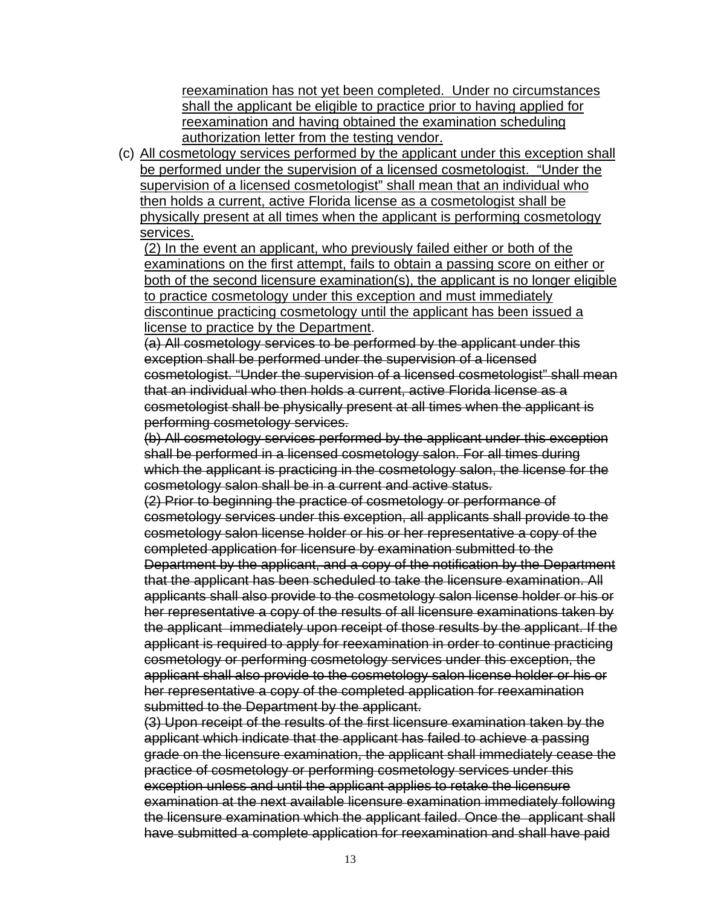reexamination has not yet been completed. Under no circumstances shall the applicant be eligible to practice prior to having applied for reexamination and having obtained the examination scheduling authorization letter from the testing vendor.

(c) All cosmetology services performed by the applicant under this exception shall be performed under the supervision of a licensed cosmetologist. "Under the supervision of a licensed cosmetologist" shall mean that an individual who then holds a current, active Florida license as a cosmetologist shall be physically present at all times when the applicant is performing cosmetology services.

(2) In the event an applicant, who previously failed either or both of the examinations on the first attempt, fails to obtain a passing score on either or both of the second licensure examination(s), the applicant is no longer eligible to practice cosmetology under this exception and must immediately discontinue practicing cosmetology until the applicant has been issued a license to practice by the Department.

~~(a) All cosmetology services to be performed by the applicant under this exception shall be performed under the supervision of a licensed cosmetologist. "Under the supervision of a licensed cosmetologist" shall mean that an individual who then holds a current, active Florida license as a cosmetologist shall be physically present at all times when the applicant is performing cosmetology services.~~

~~(b) All cosmetology services performed by the applicant under this exception shall be performed in a licensed cosmetology salon. For all times during which the applicant is practicing in the cosmetology salon, the license for the cosmetology salon shall be in a current and active status.~~

~~(2) Prior to beginning the practice of cosmetology or performance of cosmetology services under this exception, all applicants shall provide to the cosmetology salon license holder or his or her representative a copy of the completed application for licensure by examination submitted to the Department by the applicant, and a copy of the notification by the Department that the applicant has been scheduled to take the licensure examination. All applicants shall also provide to the cosmetology salon license holder or his or her representative a copy of the results of all licensure examinations taken by the applicant immediately upon receipt of those results by the applicant. If the applicant is required to apply for reexamination in order to continue practicing cosmetology or performing cosmetology services under this exception, the applicant shall also provide to the cosmetology salon license holder or his or her representative a copy of the completed application for reexamination submitted to the Department by the applicant.~~

~~(3) Upon receipt of the results of the first licensure examination taken by the applicant which indicate that the applicant has failed to achieve a passing grade on the licensure examination, the applicant shall immediately cease the practice of cosmetology or performing cosmetology services under this exception unless and until the applicant applies to retake the licensure examination at the next available licensure examination immediately following the licensure examination which the applicant failed. Once the applicant shall have submitted a complete application for reexamination and shall have paid~~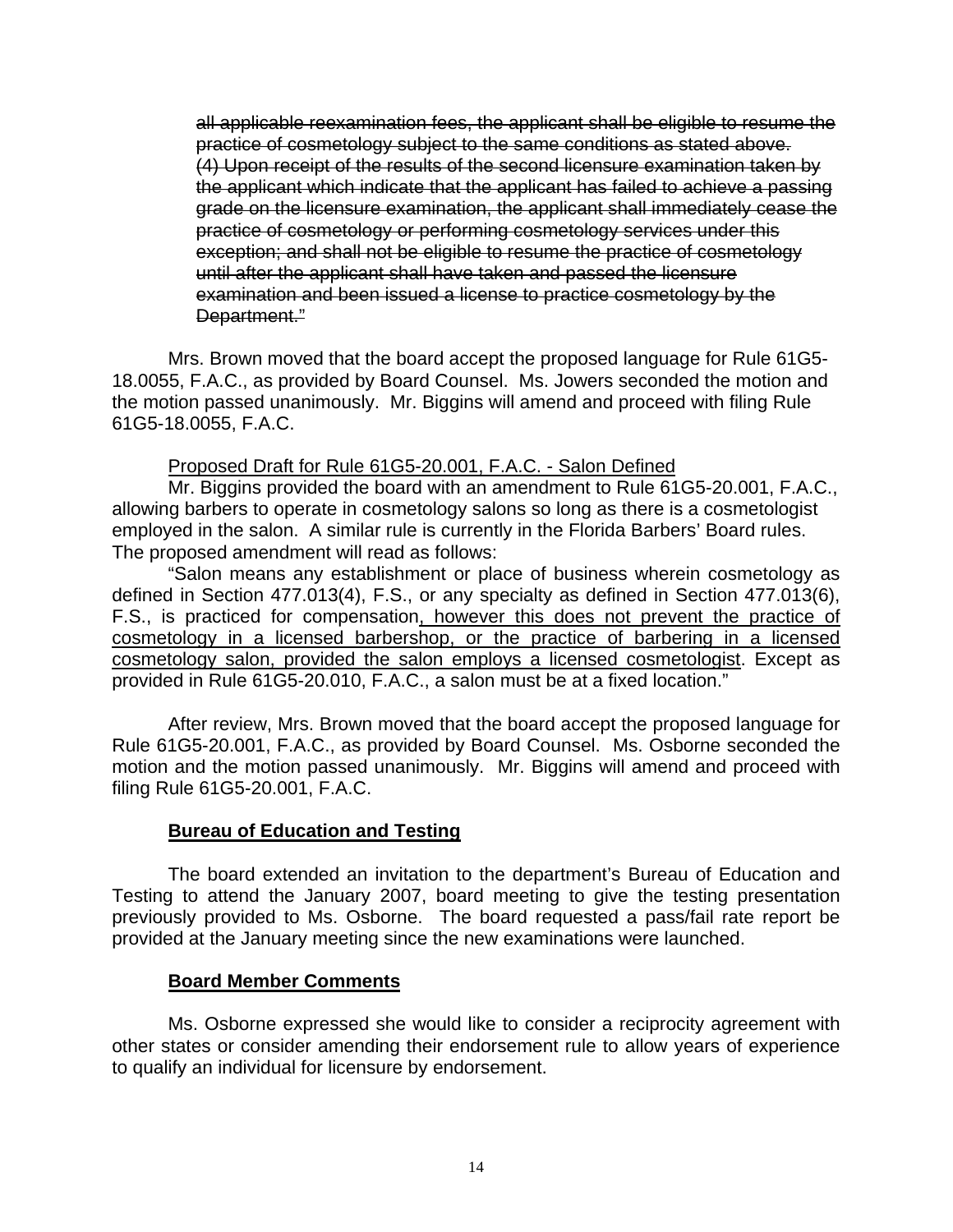~~all applicable reexamination fees, the applicant shall be eligible to resume the practice of cosmetology subject to the same conditions as stated above.~~
~~(4) Upon receipt of the results of the second licensure examination taken by the applicant which indicate that the applicant has failed to achieve a passing grade on the licensure examination, the applicant shall immediately cease the practice of cosmetology or performing cosmetology services under this exception; and shall not be eligible to resume the practice of cosmetology until after the applicant shall have taken and passed the licensure examination and been issued a license to practice cosmetology by the Department."~~

Mrs. Brown moved that the board accept the proposed language for Rule 61G5-18.0055, F.A.C., as provided by Board Counsel. Ms. Jowers seconded the motion and the motion passed unanimously. Mr. Biggins will amend and proceed with filing Rule 61G5-18.0055, F.A.C.

<u>Proposed Draft for Rule 61G5-20.001, F.A.C. - Salon Defined</u>

Mr. Biggins provided the board with an amendment to Rule 61G5-20.001, F.A.C., allowing barbers to operate in cosmetology salons so long as there is a cosmetologist employed in the salon. A similar rule is currently in the Florida Barbers' Board rules. The proposed amendment will read as follows:

"Salon means any establishment or place of business wherein cosmetology as defined in Section 477.013(4), F.S., or any specialty as defined in Section 477.013(6), F.S., is practiced for compensation<u>, however this does not prevent the practice of cosmetology in a licensed barbershop, or the practice of barbering in a licensed cosmetology salon, provided the salon employs a licensed cosmetologist</u>. Except as provided in Rule 61G5-20.010, F.A.C., a salon must be at a fixed location."

After review, Mrs. Brown moved that the board accept the proposed language for Rule 61G5-20.001, F.A.C., as provided by Board Counsel. Ms. Osborne seconded the motion and the motion passed unanimously. Mr. Biggins will amend and proceed with filing Rule 61G5-20.001, F.A.C.

**<u>Bureau of Education and Testing</u>**

The board extended an invitation to the department's Bureau of Education and Testing to attend the January 2007, board meeting to give the testing presentation previously provided to Ms. Osborne. The board requested a pass/fail rate report be provided at the January meeting since the new examinations were launched.

**<u>Board Member Comments</u>**

Ms. Osborne expressed she would like to consider a reciprocity agreement with other states or consider amending their endorsement rule to allow years of experience to qualify an individual for licensure by endorsement.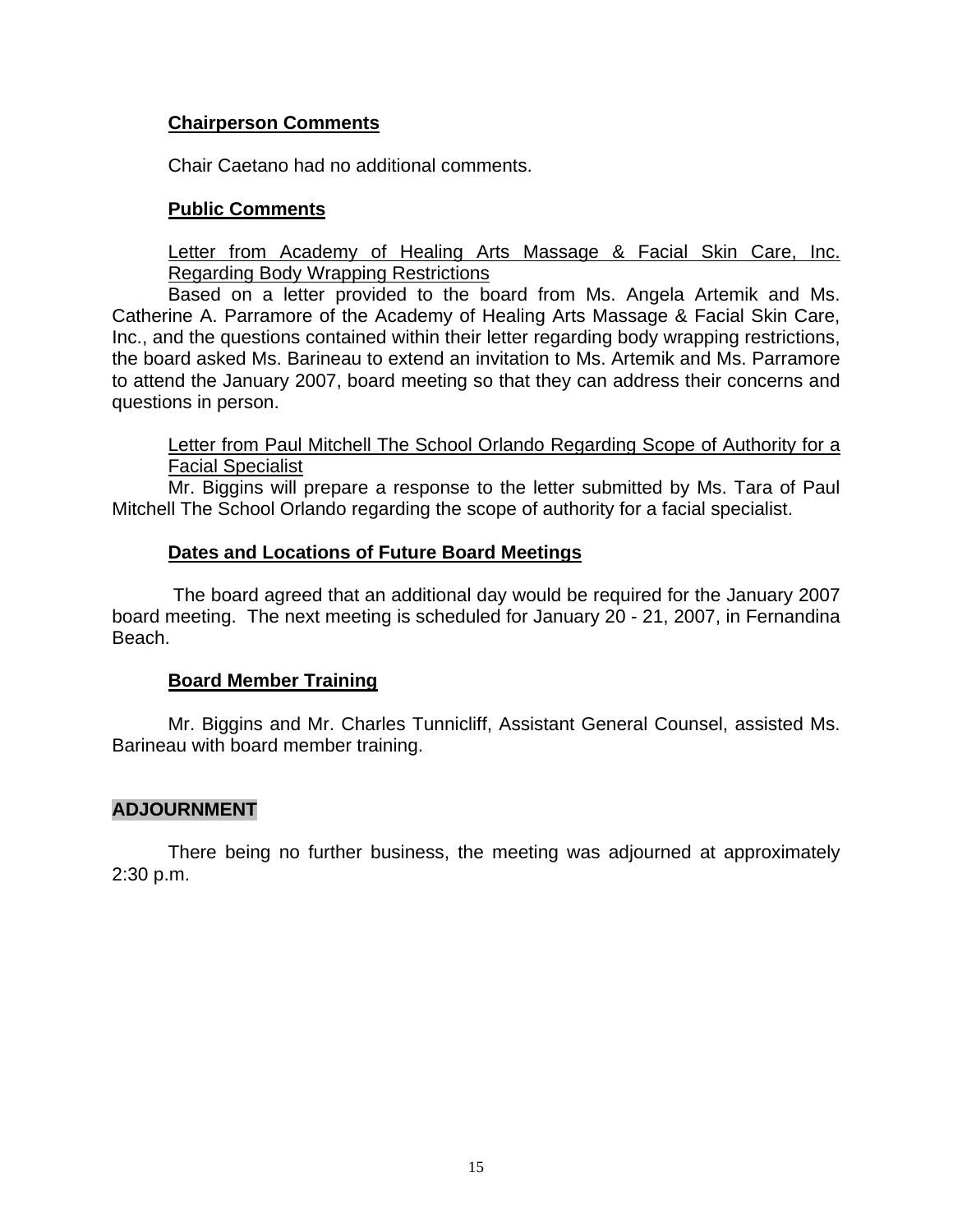**Chairperson Comments**

Chair Caetano had no additional comments.

**Public Comments**

Letter from Academy of Healing Arts Massage & Facial Skin Care, Inc. Regarding Body Wrapping Restrictions

Based on a letter provided to the board from Ms. Angela Artemik and Ms. Catherine A. Parramore of the Academy of Healing Arts Massage & Facial Skin Care, Inc., and the questions contained within their letter regarding body wrapping restrictions, the board asked Ms. Barineau to extend an invitation to Ms. Artemik and Ms. Parramore to attend the January 2007, board meeting so that they can address their concerns and questions in person.

Letter from Paul Mitchell The School Orlando Regarding Scope of Authority for a Facial Specialist

Mr. Biggins will prepare a response to the letter submitted by Ms. Tara of Paul Mitchell The School Orlando regarding the scope of authority for a facial specialist.

**Dates and Locations of Future Board Meetings**

The board agreed that an additional day would be required for the January 2007 board meeting. The next meeting is scheduled for January 20 - 21, 2007, in Fernandina Beach.

**Board Member Training**

Mr. Biggins and Mr. Charles Tunnicliff, Assistant General Counsel, assisted Ms. Barineau with board member training.

**ADJOURNMENT**

There being no further business, the meeting was adjourned at approximately 2:30 p.m.